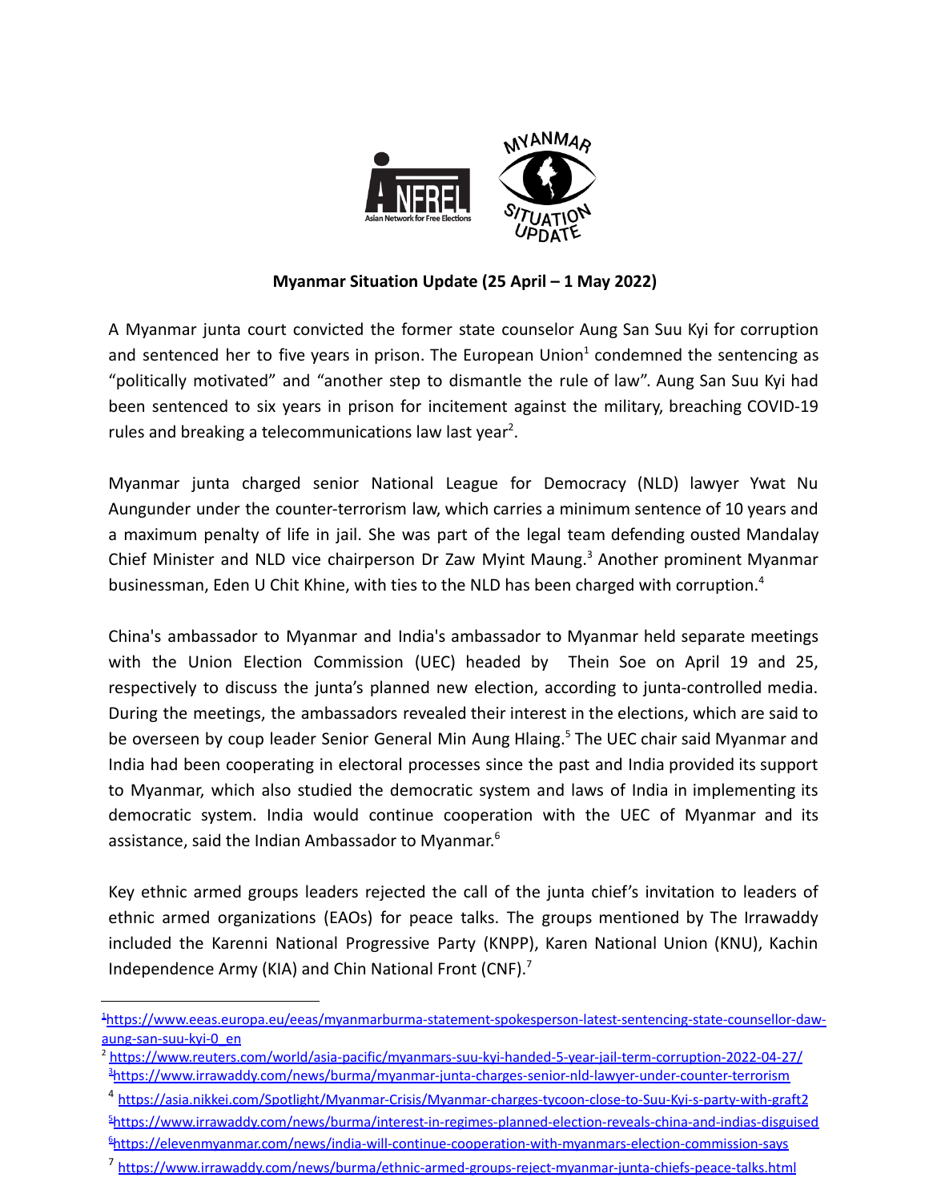**Myanmar Situation Update (25 April – 1 May 2022)**

A Myanmar junta court convicted the former state counselor Aung San Suu Kyi for corruption and sentenced her to five years in prison. The European Union[1] condemned the sentencing as "politically motivated" and "another step to dismantle the rule of law". Aung San Suu Kyi had been sentenced to six years in prison for incitement against the military, breaching COVID-19 rules and breaking a telecommunications law last year[2].

Myanmar junta charged senior National League for Democracy (NLD) lawyer Ywat Nu Aungunder under the counter-terrorism law, which carries a minimum sentence of 10 years and a maximum penalty of life in jail. She was part of the legal team defending ousted Mandalay Chief Minister and NLD vice chairperson Dr Zaw Myint Maung.[3] Another prominent Myanmar businessman, Eden U Chit Khine, with ties to the NLD has been charged with corruption.[4]

China's ambassador to Myanmar and India's ambassador to Myanmar held separate meetings with the Union Election Commission (UEC) headed by Thein Soe on April 19 and 25, respectively to discuss the junta's planned new election, according to junta-controlled media. During the meetings, the ambassadors revealed their interest in the elections, which are said to be overseen by coup leader Senior General Min Aung Hlaing.[5] The UEC chair said Myanmar and India had been cooperating in electoral processes since the past and India provided its support to Myanmar, which also studied the democratic system and laws of India in implementing its democratic system. India would continue cooperation with the UEC of Myanmar and its assistance, said the Indian Ambassador to Myanmar.[6]

Key ethnic armed groups leaders rejected the call of the junta chief's invitation to leaders of ethnic armed organizations (EAOs) for peace talks. The groups mentioned by The Irrawaddy included the Karenni National Progressive Party (KNPP), Karen National Union (KNU), Kachin Independence Army (KIA) and Chin National Front (CNF).[7]

---

[1] https://www.eeas.europa.eu/eeas/myanmarburma-statement-spokesperson-latest-sentencing-state-counsellor-daw-aung-san-suu-kyi-0_en

[2] https://www.reuters.com/world/asia-pacific/myanmars-suu-kyi-handed-5-year-jail-term-corruption-2022-04-27/

[3] https://www.irrawaddy.com/news/burma/myanmar-junta-charges-senior-nld-lawyer-under-counter-terrorism

[4] https://asia.nikkei.com/Spotlight/Myanmar-Crisis/Myanmar-charges-tycoon-close-to-Suu-Kyi-s-party-with-graft2

[5] https://www.irrawaddy.com/news/burma/interest-in-regimes-planned-election-reveals-china-and-indias-disguised

[6] https://elevenmyanmar.com/news/india-will-continue-cooperation-with-myanmars-election-commission-says

[7] https://www.irrawaddy.com/news/burma/ethnic-armed-groups-reject-myanmar-junta-chiefs-peace-talks.html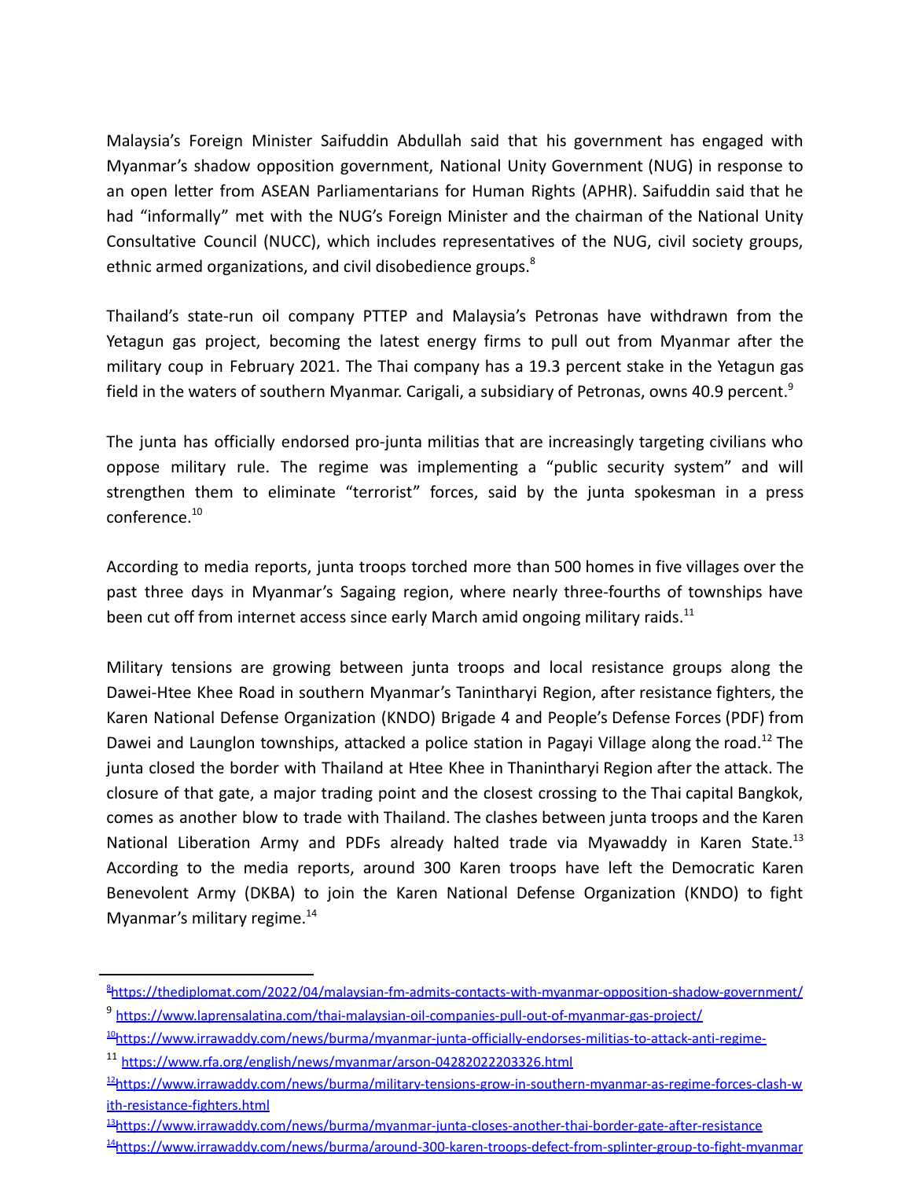Malaysia's Foreign Minister Saifuddin Abdullah said that his government has engaged with Myanmar's shadow opposition government, National Unity Government (NUG) in response to an open letter from ASEAN Parliamentarians for Human Rights (APHR). Saifuddin said that he had "informally" met with the NUG's Foreign Minister and the chairman of the National Unity Consultative Council (NUCC), which includes representatives of the NUG, civil society groups, ethnic armed organizations, and civil disobedience groups.[8]

Thailand's state-run oil company PTTEP and Malaysia's Petronas have withdrawn from the Yetagun gas project, becoming the latest energy firms to pull out from Myanmar after the military coup in February 2021. The Thai company has a 19.3 percent stake in the Yetagun gas field in the waters of southern Myanmar. Carigali, a subsidiary of Petronas, owns 40.9 percent.[9]

The junta has officially endorsed pro-junta militias that are increasingly targeting civilians who oppose military rule. The regime was implementing a "public security system" and will strengthen them to eliminate "terrorist" forces, said by the junta spokesman in a press conference.[10]

According to media reports, junta troops torched more than 500 homes in five villages over the past three days in Myanmar's Sagaing region, where nearly three-fourths of townships have been cut off from internet access since early March amid ongoing military raids.[11]

Military tensions are growing between junta troops and local resistance groups along the Dawei-Htee Khee Road in southern Myanmar's Tanintharyi Region, after resistance fighters, the Karen National Defense Organization (KNDO) Brigade 4 and People's Defense Forces (PDF) from Dawei and Launglon townships, attacked a police station in Pagayi Village along the road.[12] The junta closed the border with Thailand at Htee Khee in Thanintharyi Region after the attack. The closure of that gate, a major trading point and the closest crossing to the Thai capital Bangkok, comes as another blow to trade with Thailand. The clashes between junta troops and the Karen National Liberation Army and PDFs already halted trade via Myawaddy in Karen State.[13] According to the media reports, around 300 Karen troops have left the Democratic Karen Benevolent Army (DKBA) to join the Karen National Defense Organization (KNDO) to fight Myanmar's military regime.[14]

---

[8] https://thediplomat.com/2022/04/malaysian-fm-admits-contacts-with-myanmar-opposition-shadow-government/

[9] https://www.laprensalatina.com/thai-malaysian-oil-companies-pull-out-of-myanmar-gas-project/

[10] https://www.irrawaddy.com/news/burma/myanmar-junta-officially-endorses-militias-to-attack-anti-regime-

[11] https://www.rfa.org/english/news/myanmar/arson-04282022203326.html

[12] https://www.irrawaddy.com/news/burma/military-tensions-grow-in-southern-myanmar-as-regime-forces-clash-with-resistance-fighters.html

[13] https://www.irrawaddy.com/news/burma/myanmar-junta-closes-another-thai-border-gate-after-resistance

[14] https://www.irrawaddy.com/news/burma/around-300-karen-troops-defect-from-splinter-group-to-fight-myanmar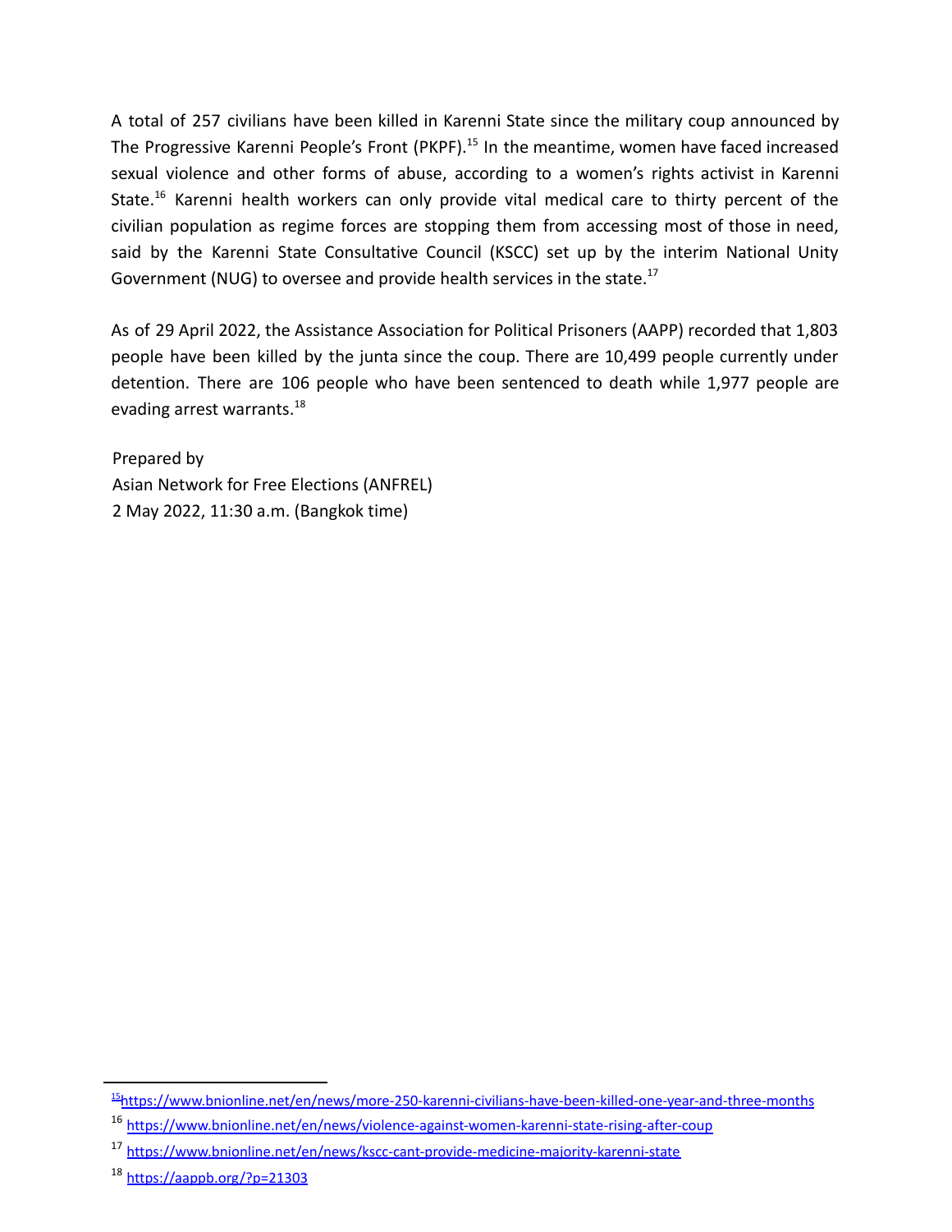A total of 257 civilians have been killed in Karenni State since the military coup announced by The Progressive Karenni People's Front (PKPF).[15] In the meantime, women have faced increased sexual violence and other forms of abuse, according to a women's rights activist in Karenni State.[16] Karenni health workers can only provide vital medical care to thirty percent of the civilian population as regime forces are stopping them from accessing most of those in need, said by the Karenni State Consultative Council (KSCC) set up by the interim National Unity Government (NUG) to oversee and provide health services in the state.[17]

As of 29 April 2022, the Assistance Association for Political Prisoners (AAPP) recorded that 1,803 people have been killed by the junta since the coup. There are 10,499 people currently under detention. There are 106 people who have been sentenced to death while 1,977 people are evading arrest warrants.[18]

Prepared by
Asian Network for Free Elections (ANFREL)
2 May 2022, 11:30 a.m. (Bangkok time)

---

[15] https://www.bnionline.net/en/news/more-250-karenni-civilians-have-been-killed-one-year-and-three-months

[16] https://www.bnionline.net/en/news/violence-against-women-karenni-state-rising-after-coup

[17] https://www.bnionline.net/en/news/kscc-cant-provide-medicine-majority-karenni-state

[18] https://aappb.org/?p=21303